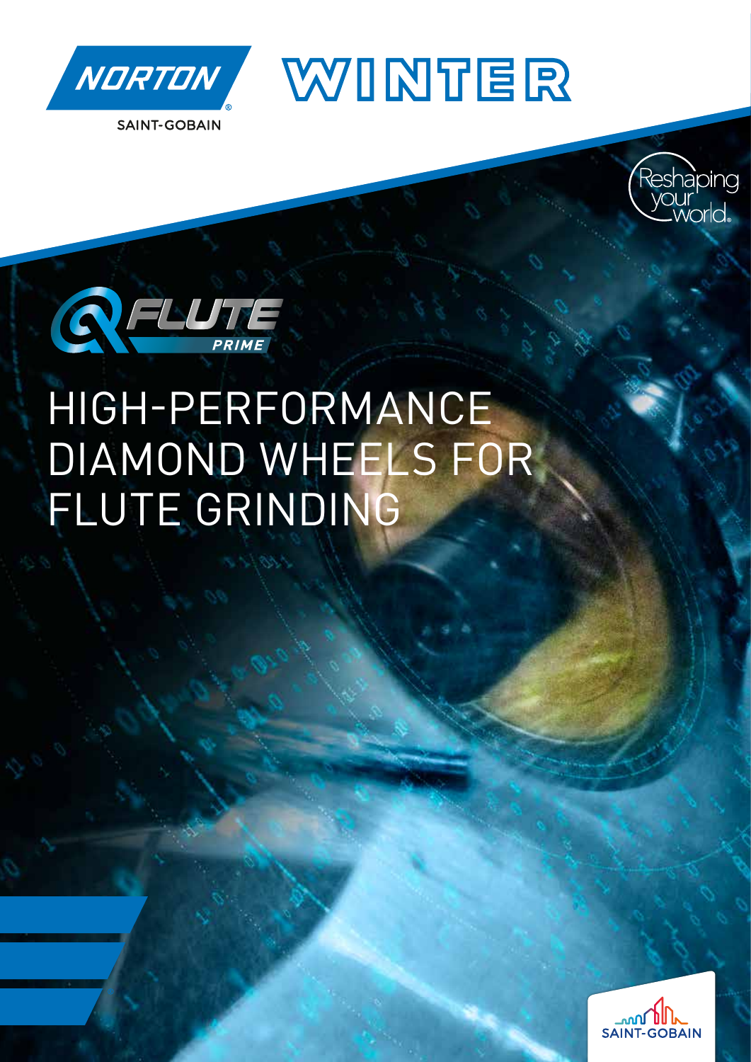NORTON

SAINT-GOBAIN

WINTER

Reshaping your world.

QFLUTE PRIME

# HIGH-PERFORMANCE DIAMOND WHEELS FOR FLUTE GRINDING

SAINT-GOBAIN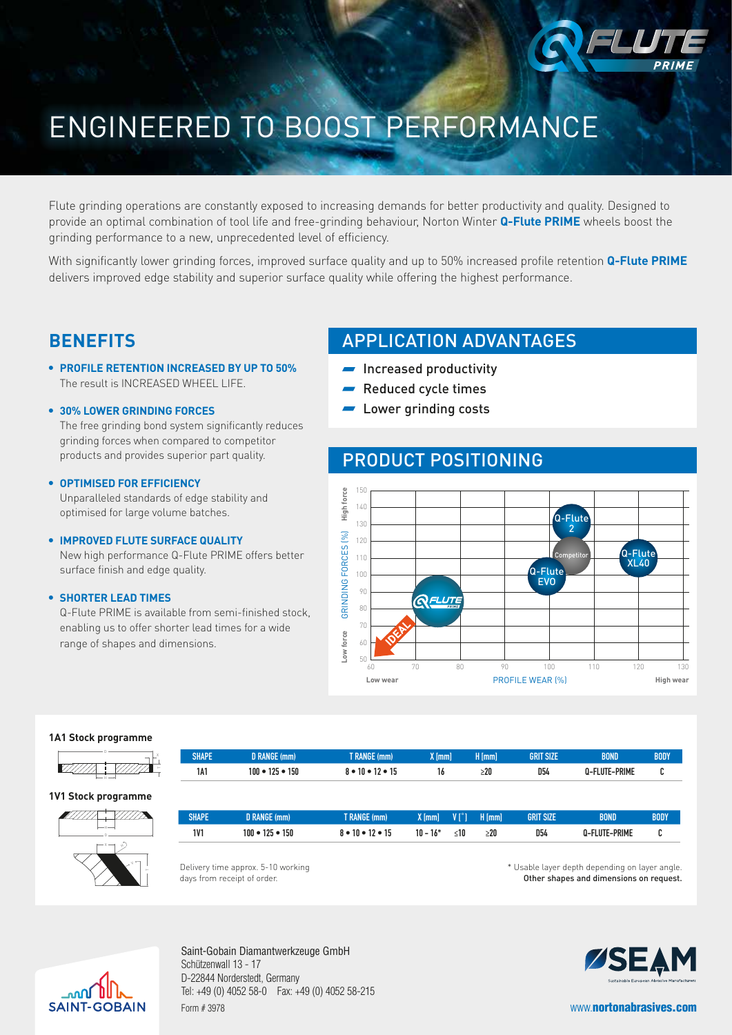# ENGINEERED TO BOOST PERFORMANCE

Flute grinding operations are constantly exposed to increasing demands for better productivity and quality. Designed to provide an optimal combination of tool life and free-grinding behaviour, Norton Winter **Q-Flute PRIME** wheels boost the grinding performance to a new, unprecedented level of efficiency.

With significantly lower grinding forces, improved surface quality and up to 50% increased profile retention **Q-Flute PRIME** delivers improved edge stability and superior surface quality while offering the highest performance.

## BENEFITS

- **PROFILE RETENTION INCREASED BY UP TO 50%**
  The result is INCREASED WHEEL LIFE.
- **30% LOWER GRINDING FORCES**
  The free grinding bond system significantly reduces grinding forces when compared to competitor products and provides superior part quality.
- **OPTIMISED FOR EFFICIENCY**
  Unparalleled standards of edge stability and optimised for large volume batches.
- **IMPROVED FLUTE SURFACE QUALITY**
  New high performance Q-Flute PRIME offers better surface finish and edge quality.
- **SHORTER LEAD TIMES**
  Q-Flute PRIME is available from semi-finished stock, enabling us to offer shorter lead times for a wide range of shapes and dimensions.

## APPLICATION ADVANTAGES

- Increased productivity
- Reduced cycle times
- Lower grinding costs

## PRODUCT POSITIONING

GRINDING FORCES (%)
High force
Low force
150
140
130
120
110
100
90
80
70
60
50
PROFILE WEAR (%)
Low wear
High wear
60
70
80
90
100
110
120
130
Q-Flute 2
Competitor
Q-Flute XL40
Q-Flute EVO
Q-FLUTE PRIME
IDEAL

### 1A1 Stock programme

| SHAPE | D RANGE (mm) | T RANGE (mm) | X [mm] | H [mm] | GRIT SIZE | BOND | BODY |
|---|---|---|---|---|---|---|---|
| 1A1 | 100 • 125 • 150 | 8 • 10 • 12 • 15 | 16 | ≥20 | D54 | Q-FLUTE-PRIME | C |

### 1V1 Stock programme

| SHAPE | D RANGE (mm) | T RANGE (mm) | X [mm] | V [°] | H [mm] | GRIT SIZE | BOND | BODY |
|---|---|---|---|---|---|---|---|---|
| 1V1 | 100 • 125 • 150 | 8 • 10 • 12 • 15 | 10 - 16* | ≤10 | ≥20 | D54 | Q-FLUTE-PRIME | C |

Delivery time approx. 5-10 working days from receipt of order.

\* Usable layer depth depending on layer angle.
Other shapes and dimensions on request.

Saint-Gobain Diamantwerkzeuge GmbH
Schützenwall 13 - 17
D-22844 Norderstedt, Germany
Tel: +49 (0) 4052 58-0 Fax: +49 (0) 4052 58-215
Form # 3978

www.nortonabrasives.com